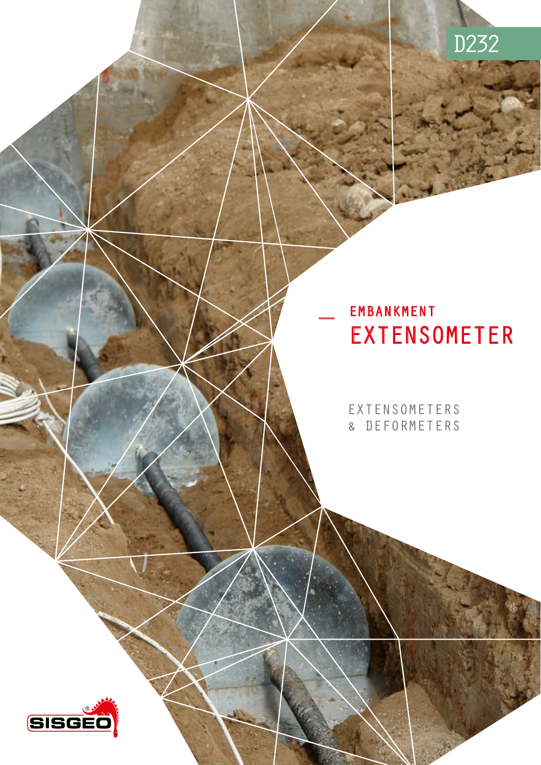D232

# EMBANKMENT EXTENSOMETER

EXTENSOMETERS & DEFORMETERS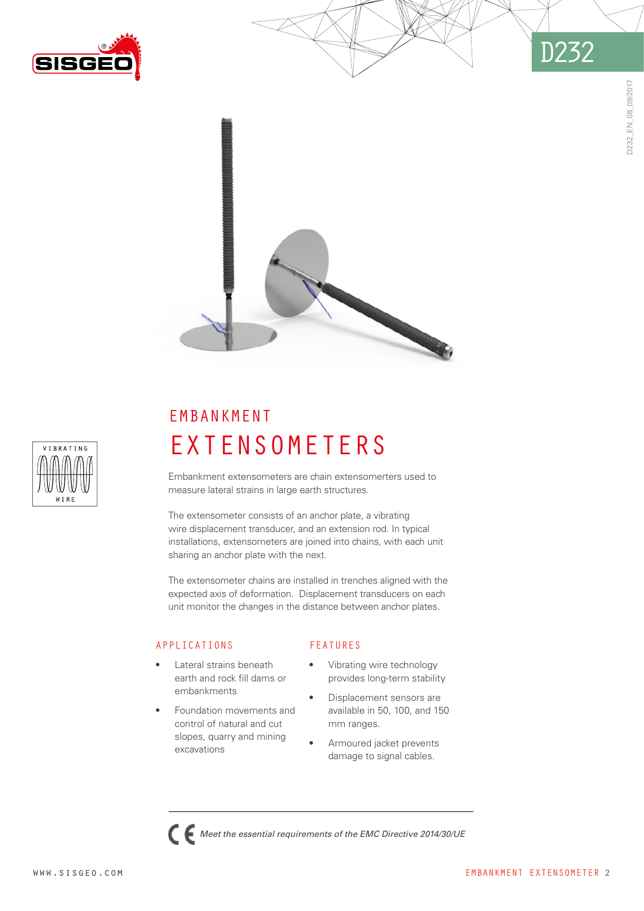# EMBANKMENT EXTENSOMETERS

Embankment extensometers are chain extensomerters used to measure lateral strains in large earth structures.

The extensometer consists of an anchor plate, a vibrating wire displacement transducer, and an extension rod. In typical installations, extensometers are joined into chains, with each unit sharing an anchor plate with the next.

The extensometer chains are installed in trenches aligned with the expected axis of deformation. Displacement transducers on each unit monitor the changes in the distance between anchor plates.

## APPLICATIONS

- Lateral strains beneath earth and rock fill dams or embankments
- Foundation movements and control of natural and cut slopes, quarry and mining excavations

## FEATURES

- Vibrating wire technology provides long-term stability
- Displacement sensors are available in 50, 100, and 150 mm ranges.
- Armoured jacket prevents damage to signal cables.

*Meet the essential requirements of the EMC Directive 2014/30/UE*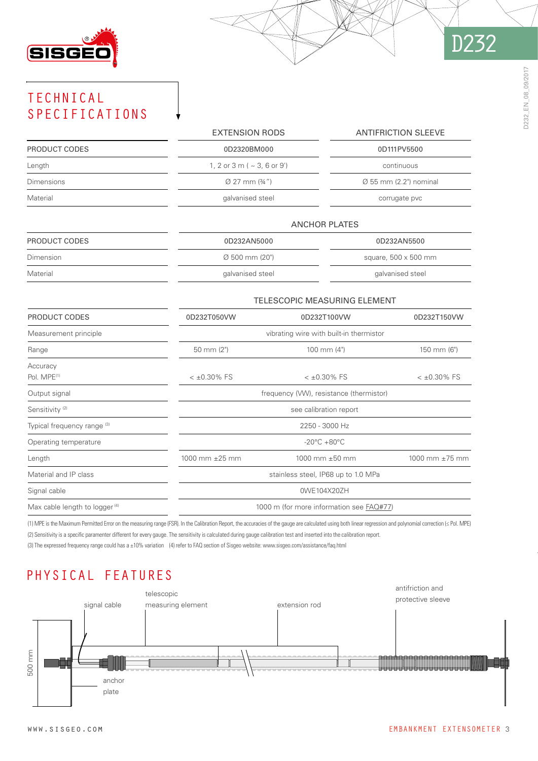# TECHNICAL SPECIFICATIONS

| | EXTENSION RODS | ANTIFRICTION SLEEVE |
|---|---|---|
| PRODUCT CODES | 0D2320BM000 | 0D111PV5500 |
| Length | 1, 2 or 3 m ( ~ 3, 6 or 9') | continuous |
| Dimensions | Ø 27 mm (¾") | Ø 55 mm (2.2") nominal |
| Material | galvanised steel | corrugate pvc |

| | ANCHOR PLATES | |
|---|---|---|
| PRODUCT CODES | 0D232AN5000 | 0D232AN5500 |
| Dimension | Ø 500 mm (20") | square, 500 x 500 mm |
| Material | galvanised steel | galvanised steel |

| | TELESCOPIC MEASURING ELEMENT | | |
|---|---|---|---|
| PRODUCT CODES | 0D232T050VW | 0D232T100VW | 0D232T150VW |
| Measurement principle | vibrating wire with built-in thermistor | | |
| Range | 50 mm (2") | 100 mm (4") | 150 mm (6") |
| Accuracy Pol. MPE[1] | < ±0.30% FS | < ±0.30% FS | < ±0.30% FS |
| Output signal | frequency (VW), resistance (thermistor) | | |
| Sensitivity [2] | see calibration report | | |
| Typical frequency range [3] | 2250 - 3000 Hz | | |
| Operating temperature | -20°C +80°C | | |
| Length | 1000 mm ±25 mm | 1000 mm ±50 mm | 1000 mm ±75 mm |
| Material and IP class | stainless steel, IP68 up to 1.0 MPa | | |
| Signal cable | 0WE104X20ZH | | |
| Max cable length to logger [4] | 1000 m (for more information see FAQ#77) | | |

(1) MPE is the Maximum Permitted Error on the measuring range (FSR). In the Calibration Report, the accuracies of the gauge are calculated using both linear regression and polynomial correction (≤ Pol. MPE)

(2) Sensitivity is a specific paramenter different for every gauge. The sensitivity is calculated during gauge calibration test and inserted into the calibration report.

(3) The expressed frequency range could has a ±10% variation (4) refer to FAQ section of Sisgeo website: www.sisgeo.com/assistance/faq.html

# PHYSICAL FEATURES

signal cable — telescopic measuring element — extension rod — antifriction and protective sleeve — anchor plate — 500 mm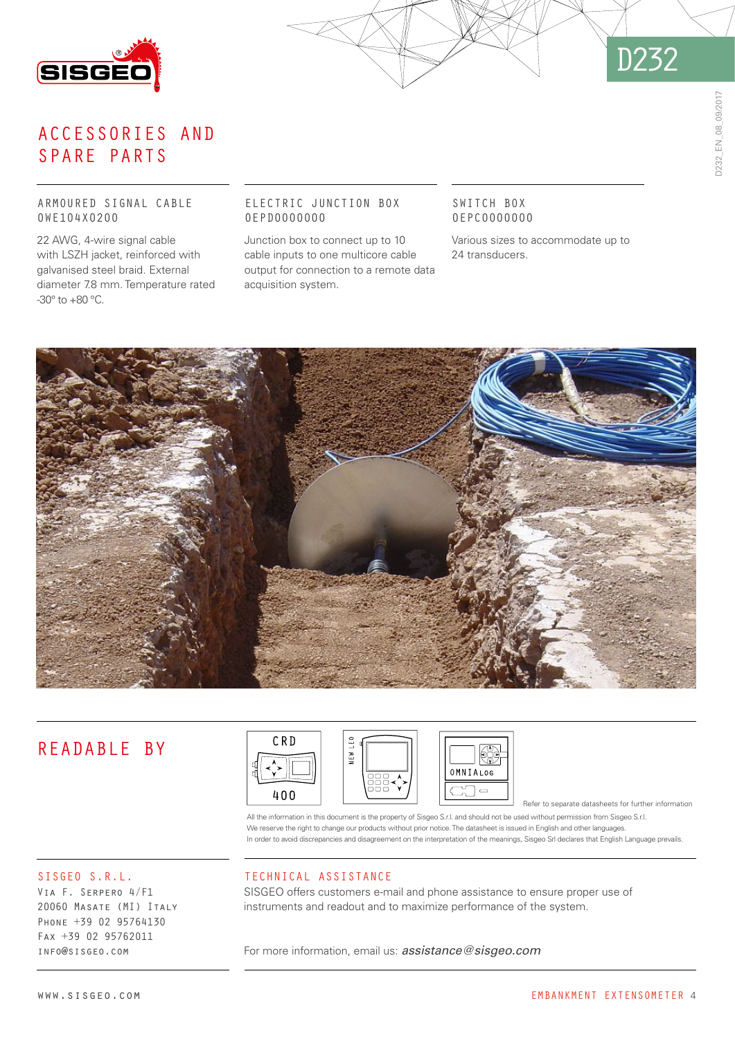# ACCESSORIES AND SPARE PARTS

### ARMOURED SIGNAL CABLE
0WE104X0200

22 AWG, 4-wire signal cable with LSZH jacket, reinforced with galvanised steel braid. External diameter 7.8 mm. Temperature rated -30° to +80 °C.

### ELECTRIC JUNCTION BOX
0EPD0000000

Junction box to connect up to 10 cable inputs to one multicore cable output for connection to a remote data acquisition system.

### SWITCH BOX
0EPC0000000

Various sizes to accommodate up to 24 transducers.

## READABLE BY

CRD 400

NEW LEO

OMNIALOG

Refer to separate datasheets for further information

All the information in this document is the property of Sisgeo S.r.l. and should not be used without permission from Sisgeo S.r.l.
We reserve the right to change our products without prior notice. The datasheet is issued in English and other languages.
In order to avoid discrepancies and disagreement on the interpretation of the meanings, Sisgeo Srl declares that English Language prevails.

### SISGEO S.R.L.
Via F. Serpero 4/F1
20060 Masate (MI) Italy
Phone +39 02 95764130
Fax +39 02 95762011
info@sisgeo.com

### TECHNICAL ASSISTANCE
SISGEO offers customers e-mail and phone assistance to ensure proper use of instruments and readout and to maximize performance of the system.

For more information, email us: *assistance@sisgeo.com*

www.sisgeo.com